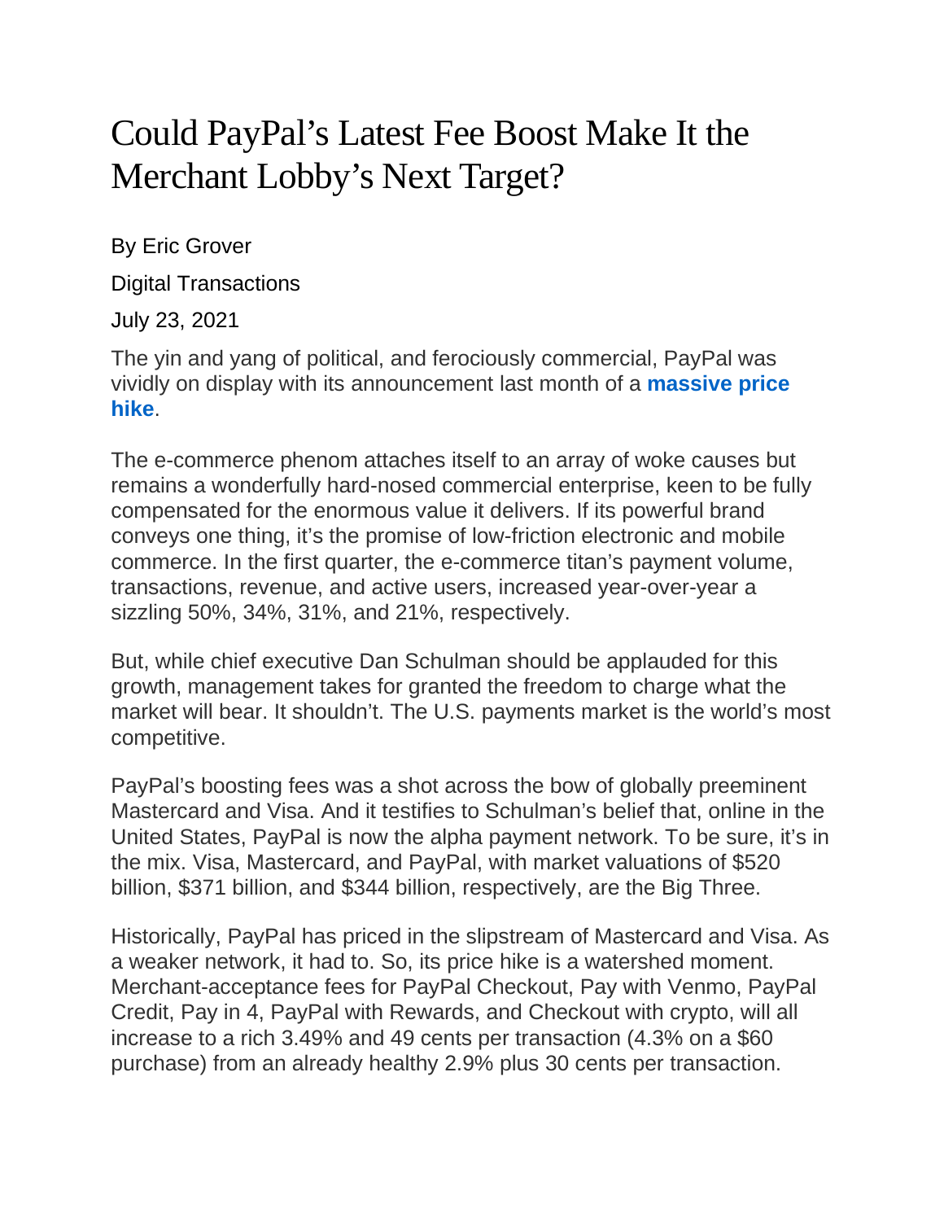# Could PayPal's Latest Fee Boost Make It the Merchant Lobby's Next Target?

By Eric Grover

Digital Transactions

July 23, 2021

The yin and yang of political, and ferociously commercial, PayPal was vividly on display with its announcement last month of a **massive price hike**.

The e-commerce phenom attaches itself to an array of woke causes but remains a wonderfully hard-nosed commercial enterprise, keen to be fully compensated for the enormous value it delivers. If its powerful brand conveys one thing, it's the promise of low-friction electronic and mobile commerce. In the first quarter, the e-commerce titan's payment volume, transactions, revenue, and active users, increased year-over-year a sizzling 50%, 34%, 31%, and 21%, respectively.

But, while chief executive Dan Schulman should be applauded for this growth, management takes for granted the freedom to charge what the market will bear. It shouldn't. The U.S. payments market is the world's most competitive.

PayPal's boosting fees was a shot across the bow of globally preeminent Mastercard and Visa. And it testifies to Schulman's belief that, online in the United States, PayPal is now the alpha payment network. To be sure, it's in the mix. Visa, Mastercard, and PayPal, with market valuations of $520 billion, $371 billion, and $344 billion, respectively, are the Big Three.

Historically, PayPal has priced in the slipstream of Mastercard and Visa. As a weaker network, it had to. So, its price hike is a watershed moment. Merchant-acceptance fees for PayPal Checkout, Pay with Venmo, PayPal Credit, Pay in 4, PayPal with Rewards, and Checkout with crypto, will all increase to a rich 3.49% and 49 cents per transaction (4.3% on a $60 purchase) from an already healthy 2.9% plus 30 cents per transaction.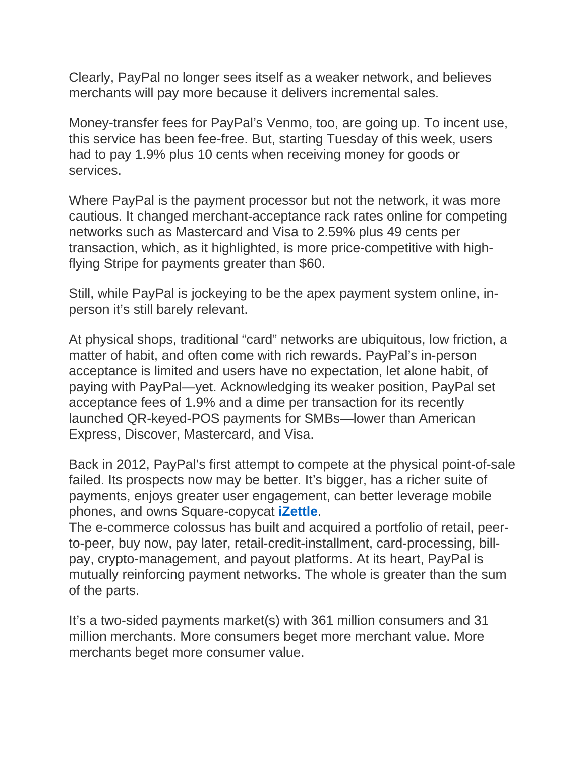Clearly, PayPal no longer sees itself as a weaker network, and believes merchants will pay more because it delivers incremental sales.

Money-transfer fees for PayPal's Venmo, too, are going up. To incent use, this service has been fee-free. But, starting Tuesday of this week, users had to pay 1.9% plus 10 cents when receiving money for goods or services.

Where PayPal is the payment processor but not the network, it was more cautious. It changed merchant-acceptance rack rates online for competing networks such as Mastercard and Visa to 2.59% plus 49 cents per transaction, which, as it highlighted, is more price-competitive with high-flying Stripe for payments greater than $60.

Still, while PayPal is jockeying to be the apex payment system online, in-person it's still barely relevant.

At physical shops, traditional "card" networks are ubiquitous, low friction, a matter of habit, and often come with rich rewards. PayPal's in-person acceptance is limited and users have no expectation, let alone habit, of paying with PayPal—yet. Acknowledging its weaker position, PayPal set acceptance fees of 1.9% and a dime per transaction for its recently launched QR-keyed-POS payments for SMBs—lower than American Express, Discover, Mastercard, and Visa.

Back in 2012, PayPal's first attempt to compete at the physical point-of-sale failed. Its prospects now may be better. It's bigger, has a richer suite of payments, enjoys greater user engagement, can better leverage mobile phones, and owns Square-copycat **iZettle**.

The e-commerce colossus has built and acquired a portfolio of retail, peer-to-peer, buy now, pay later, retail-credit-installment, card-processing, bill-pay, crypto-management, and payout platforms. At its heart, PayPal is mutually reinforcing payment networks. The whole is greater than the sum of the parts.

It's a two-sided payments market(s) with 361 million consumers and 31 million merchants. More consumers beget more merchant value. More merchants beget more consumer value.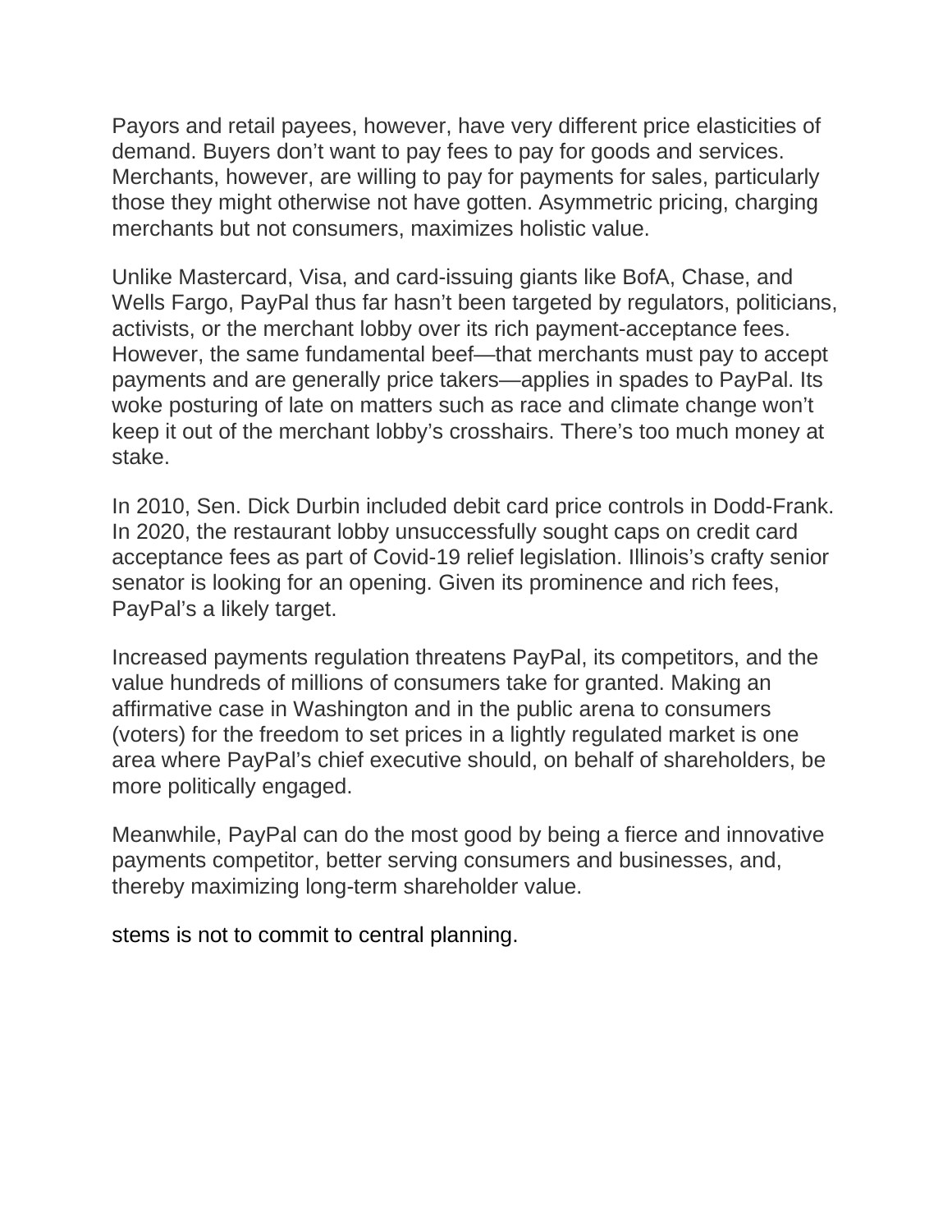Payors and retail payees, however, have very different price elasticities of demand. Buyers don't want to pay fees to pay for goods and services. Merchants, however, are willing to pay for payments for sales, particularly those they might otherwise not have gotten. Asymmetric pricing, charging merchants but not consumers, maximizes holistic value.

Unlike Mastercard, Visa, and card-issuing giants like BofA, Chase, and Wells Fargo, PayPal thus far hasn't been targeted by regulators, politicians, activists, or the merchant lobby over its rich payment-acceptance fees. However, the same fundamental beef—that merchants must pay to accept payments and are generally price takers—applies in spades to PayPal. Its woke posturing of late on matters such as race and climate change won't keep it out of the merchant lobby's crosshairs. There's too much money at stake.

In 2010, Sen. Dick Durbin included debit card price controls in Dodd-Frank. In 2020, the restaurant lobby unsuccessfully sought caps on credit card acceptance fees as part of Covid-19 relief legislation. Illinois's crafty senior senator is looking for an opening. Given its prominence and rich fees, PayPal's a likely target.

Increased payments regulation threatens PayPal, its competitors, and the value hundreds of millions of consumers take for granted. Making an affirmative case in Washington and in the public arena to consumers (voters) for the freedom to set prices in a lightly regulated market is one area where PayPal's chief executive should, on behalf of shareholders, be more politically engaged.

Meanwhile, PayPal can do the most good by being a fierce and innovative payments competitor, better serving consumers and businesses, and, thereby maximizing long-term shareholder value.

stems is not to commit to central planning.